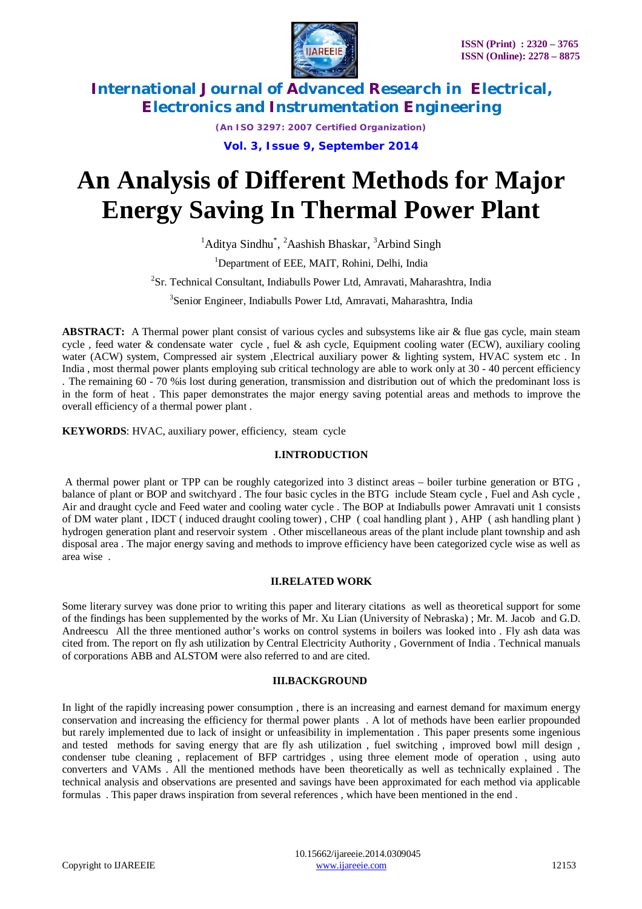# An Analysis of Different Methods for Major Energy Saving In Thermal Power Plant

[1]Aditya Sindhu*, [2]Aashish Bhaskar, [3]Arbind Singh

[1]Department of EEE, MAIT, Rohini, Delhi, India

[2]Sr. Technical Consultant, Indiabulls Power Ltd, Amravati, Maharashtra, India

[3]Senior Engineer, Indiabulls Power Ltd, Amravati, Maharashtra, India

**ABSTRACT:** A Thermal power plant consist of various cycles and subsystems like air & flue gas cycle, main steam cycle , feed water & condensate water cycle , fuel & ash cycle, Equipment cooling water (ECW), auxiliary cooling water (ACW) system, Compressed air system ,Electrical auxiliary power & lighting system, HVAC system etc . In India , most thermal power plants employing sub critical technology are able to work only at 30 - 40 percent efficiency . The remaining 60 - 70 %is lost during generation, transmission and distribution out of which the predominant loss is in the form of heat . This paper demonstrates the major energy saving potential areas and methods to improve the overall efficiency of a thermal power plant .

**KEYWORDS**: HVAC, auxiliary power, efficiency, steam cycle

## I.INTRODUCTION

A thermal power plant or TPP can be roughly categorized into 3 distinct areas – boiler turbine generation or BTG , balance of plant or BOP and switchyard . The four basic cycles in the BTG include Steam cycle , Fuel and Ash cycle , Air and draught cycle and Feed water and cooling water cycle . The BOP at Indiabulls power Amravati unit 1 consists of DM water plant , IDCT ( induced draught cooling tower) , CHP ( coal handling plant ) , AHP ( ash handling plant ) hydrogen generation plant and reservoir system . Other miscellaneous areas of the plant include plant township and ash disposal area . The major energy saving and methods to improve efficiency have been categorized cycle wise as well as area wise .

## II.RELATED WORK

Some literary survey was done prior to writing this paper and literary citations as well as theoretical support for some of the findings has been supplemented by the works of Mr. Xu Lian (University of Nebraska) ; Mr. M. Jacob and G.D. Andreescu All the three mentioned author's works on control systems in boilers was looked into . Fly ash data was cited from. The report on fly ash utilization by Central Electricity Authority , Government of India . Technical manuals of corporations ABB and ALSTOM were also referred to and are cited.

## III.BACKGROUND

In light of the rapidly increasing power consumption , there is an increasing and earnest demand for maximum energy conservation and increasing the efficiency for thermal power plants . A lot of methods have been earlier propounded but rarely implemented due to lack of insight or unfeasibility in implementation . This paper presents some ingenious and tested methods for saving energy that are fly ash utilization , fuel switching , improved bowl mill design , condenser tube cleaning , replacement of BFP cartridges , using three element mode of operation , using auto converters and VAMs . All the mentioned methods have been theoretically as well as technically explained . The technical analysis and observations are presented and savings have been approximated for each method via applicable formulas . This paper draws inspiration from several references , which have been mentioned in the end .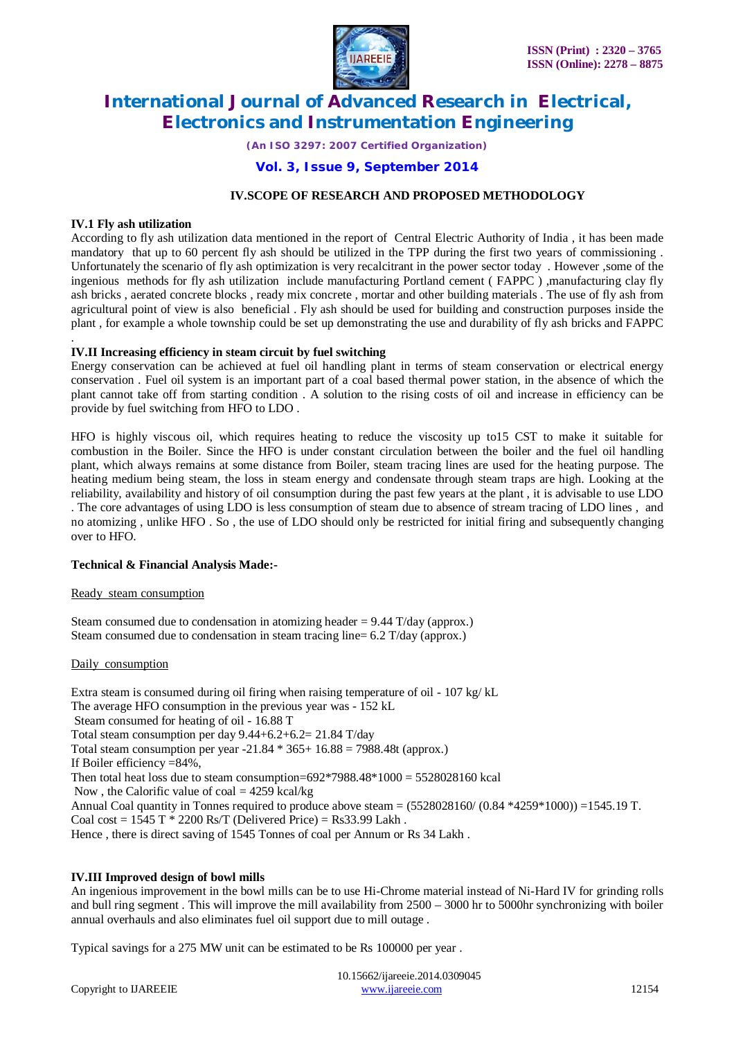## IV.SCOPE OF RESEARCH AND PROPOSED METHODOLOGY

### IV.1 Fly ash utilization

According to fly ash utilization data mentioned in the report of Central Electric Authority of India , it has been made mandatory that up to 60 percent fly ash should be utilized in the TPP during the first two years of commissioning . Unfortunately the scenario of fly ash optimization is very recalcitrant in the power sector today . However ,some of the ingenious methods for fly ash utilization include manufacturing Portland cement ( FAPPC ) ,manufacturing clay fly ash bricks , aerated concrete blocks , ready mix concrete , mortar and other building materials . The use of fly ash from agricultural point of view is also beneficial . Fly ash should be used for building and construction purposes inside the plant , for example a whole township could be set up demonstrating the use and durability of fly ash bricks and FAPPC .

### IV.II Increasing efficiency in steam circuit by fuel switching

Energy conservation can be achieved at fuel oil handling plant in terms of steam conservation or electrical energy conservation . Fuel oil system is an important part of a coal based thermal power station, in the absence of which the plant cannot take off from starting condition . A solution to the rising costs of oil and increase in efficiency can be provide by fuel switching from HFO to LDO .

HFO is highly viscous oil, which requires heating to reduce the viscosity up to15 CST to make it suitable for combustion in the Boiler. Since the HFO is under constant circulation between the boiler and the fuel oil handling plant, which always remains at some distance from Boiler, steam tracing lines are used for the heating purpose. The heating medium being steam, the loss in steam energy and condensate through steam traps are high. Looking at the reliability, availability and history of oil consumption during the past few years at the plant , it is advisable to use LDO . The core advantages of using LDO is less consumption of steam due to absence of stream tracing of LDO lines , and no atomizing , unlike HFO . So , the use of LDO should only be restricted for initial firing and subsequently changing over to HFO.

**Technical & Financial Analysis Made:-**

Ready steam consumption

Steam consumed due to condensation in atomizing header = 9.44 T/day (approx.)
Steam consumed due to condensation in steam tracing line= 6.2 T/day (approx.)

Daily consumption

Extra steam is consumed during oil firing when raising temperature of oil - 107 kg/ kL
The average HFO consumption in the previous year was - 152 kL
Steam consumed for heating of oil - 16.88 T
Total steam consumption per day 9.44+6.2+6.2= 21.84 T/day
Total steam consumption per year -21.84 * 365+ 16.88 = 7988.48t (approx.)
If Boiler efficiency =84%,
Then total heat loss due to steam consumption=692*7988.48*1000 = 5528028160 kcal
Now , the Calorific value of coal = 4259 kcal/kg
Annual Coal quantity in Tonnes required to produce above steam = (5528028160/ (0.84 *4259*1000)) =1545.19 T.
Coal cost = 1545 T * 2200 Rs/T (Delivered Price) = Rs33.99 Lakh .
Hence , there is direct saving of 1545 Tonnes of coal per Annum or Rs 34 Lakh .

### IV.III Improved design of bowl mills

An ingenious improvement in the bowl mills can be to use Hi-Chrome material instead of Ni-Hard IV for grinding rolls and bull ring segment . This will improve the mill availability from 2500 – 3000 hr to 5000hr synchronizing with boiler annual overhauls and also eliminates fuel oil support due to mill outage .

Typical savings for a 275 MW unit can be estimated to be Rs 100000 per year .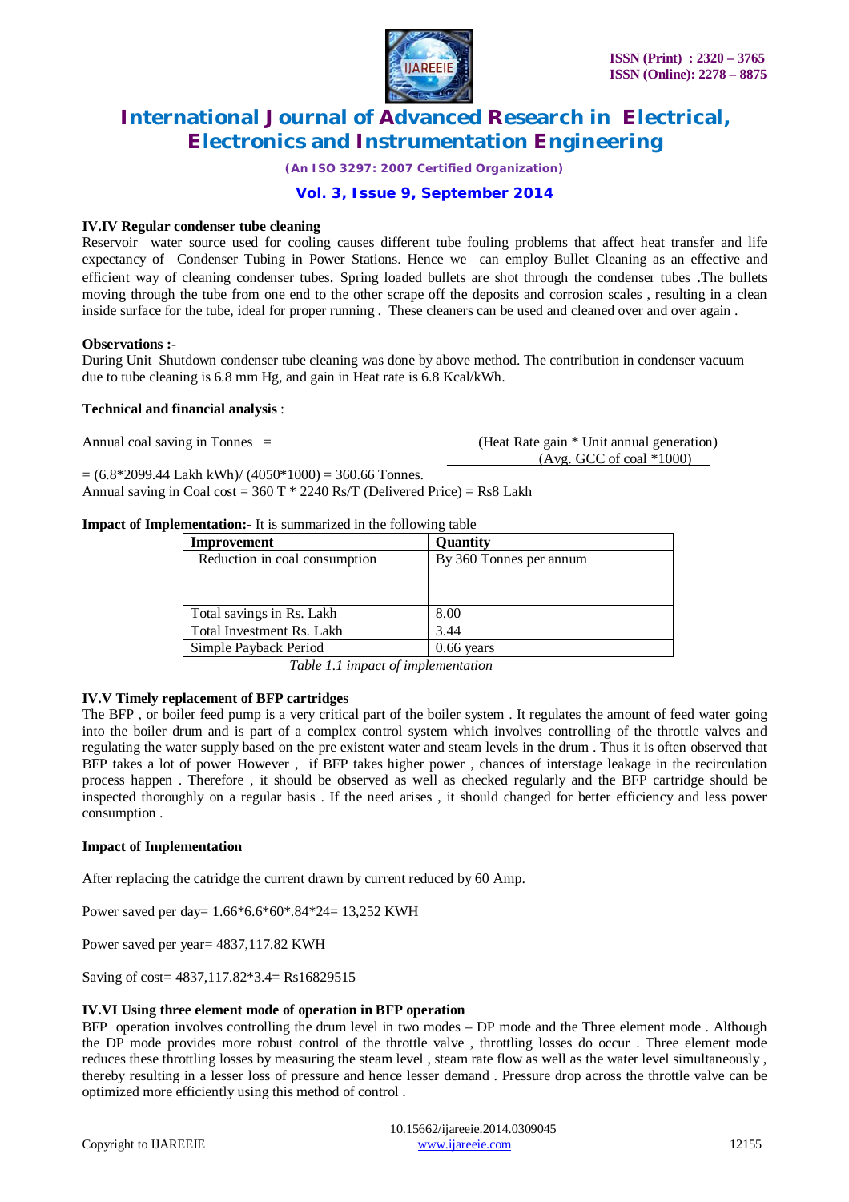### IV.IV Regular condenser tube cleaning

Reservoir water source used for cooling causes different tube fouling problems that affect heat transfer and life expectancy of Condenser Tubing in Power Stations. Hence we can employ Bullet Cleaning as an effective and efficient way of cleaning condenser tubes. Spring loaded bullets are shot through the condenser tubes .The bullets moving through the tube from one end to the other scrape off the deposits and corrosion scales , resulting in a clean inside surface for the tube, ideal for proper running . These cleaners can be used and cleaned over and over again .

**Observations :-**

During Unit Shutdown condenser tube cleaning was done by above method. The contribution in condenser vacuum due to tube cleaning is 6.8 mm Hg, and gain in Heat rate is 6.8 Kcal/kWh.

**Technical and financial analysis** :

$$\text{Annual coal saving in Tonnes} = \frac{(\text{Heat Rate gain} * \text{Unit annual generation})}{(\text{Avg. GCC of coal} * 1000)}$$

= (6.8*2099.44 Lakh kWh)/ (4050*1000) = 360.66 Tonnes.

Annual saving in Coal cost = 360 T * 2240 Rs/T (Delivered Price) = Rs8 Lakh

**Impact of Implementation:-** It is summarized in the following table

| Improvement | Quantity |
|---|---|
| Reduction in coal consumption | By 360 Tonnes per annum |
| Total savings in Rs. Lakh | 8.00 |
| Total Investment Rs. Lakh | 3.44 |
| Simple Payback Period | 0.66 years |

*Table 1.1 impact of implementation*

### IV.V Timely replacement of BFP cartridges

The BFP , or boiler feed pump is a very critical part of the boiler system . It regulates the amount of feed water going into the boiler drum and is part of a complex control system which involves controlling of the throttle valves and regulating the water supply based on the pre existent water and steam levels in the drum . Thus it is often observed that BFP takes a lot of power However , if BFP takes higher power , chances of interstage leakage in the recirculation process happen . Therefore , it should be observed as well as checked regularly and the BFP cartridge should be inspected thoroughly on a regular basis . If the need arises , it should changed for better efficiency and less power consumption .

**Impact of Implementation**

After replacing the catridge the current drawn by current reduced by 60 Amp.

Power saved per day= 1.66*6.6*60*.84*24= 13,252 KWH

Power saved per year= 4837,117.82 KWH

Saving of cost= 4837,117.82*3.4= Rs16829515

### IV.VI Using three element mode of operation in BFP operation

BFP operation involves controlling the drum level in two modes – DP mode and the Three element mode . Although the DP mode provides more robust control of the throttle valve , throttling losses do occur . Three element mode reduces these throttling losses by measuring the steam level , steam rate flow as well as the water level simultaneously , thereby resulting in a lesser loss of pressure and hence lesser demand . Pressure drop across the throttle valve can be optimized more efficiently using this method of control .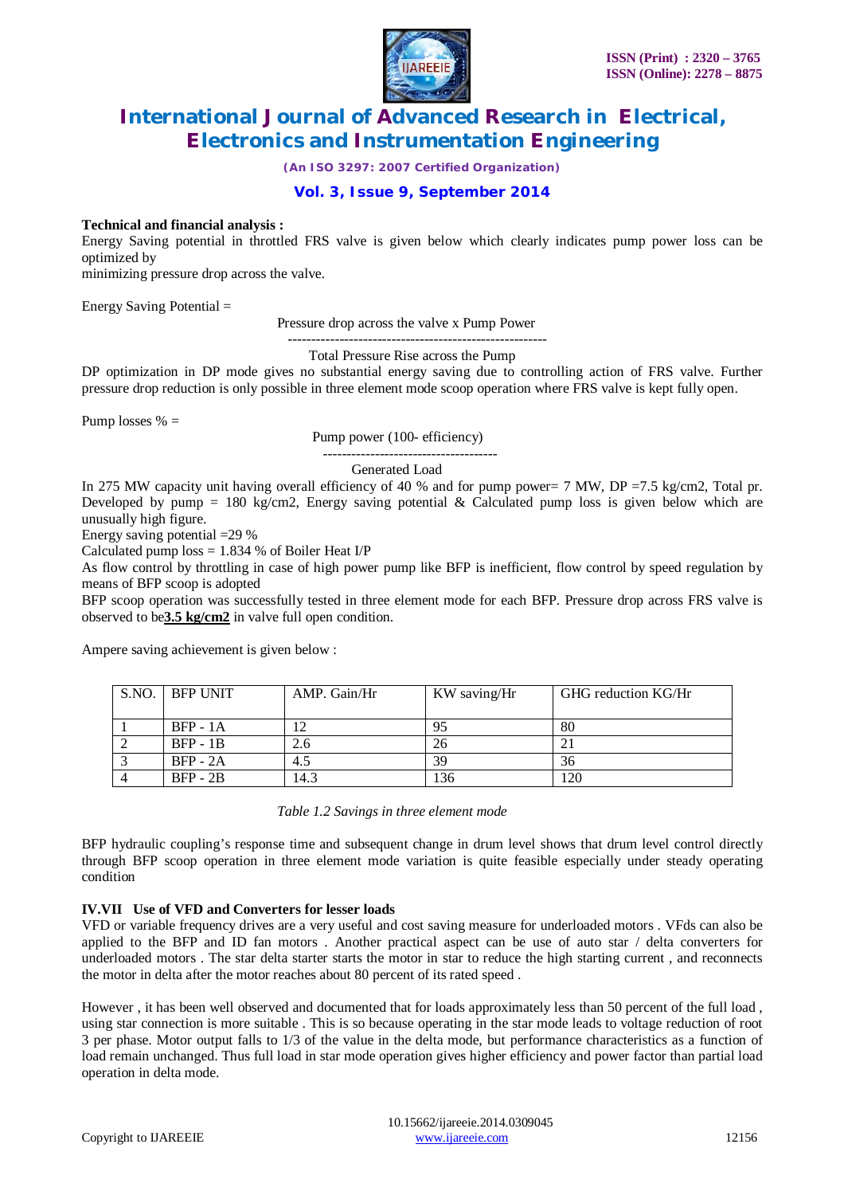**Technical and financial analysis :**

Energy Saving potential in throttled FRS valve is given below which clearly indicates pump power loss can be optimized by
minimizing pressure drop across the valve.

$$\text{Energy Saving Potential} = \frac{\text{Pressure drop across the valve} \times \text{Pump Power}}{\text{Total Pressure Rise across the Pump}}$$

DP optimization in DP mode gives no substantial energy saving due to controlling action of FRS valve. Further pressure drop reduction is only possible in three element mode scoop operation where FRS valve is kept fully open.

$$\text{Pump losses \%} = \frac{\text{Pump power (100- efficiency)}}{\text{Generated Load}}$$

In 275 MW capacity unit having overall efficiency of 40 % and for pump power= 7 MW, DP =7.5 kg/cm2, Total pr. Developed by pump = 180 kg/cm2, Energy saving potential & Calculated pump loss is given below which are unusually high figure.

Energy saving potential =29 %

Calculated pump loss = 1.834 % of Boiler Heat I/P

As flow control by throttling in case of high power pump like BFP is inefficient, flow control by speed regulation by means of BFP scoop is adopted

BFP scoop operation was successfully tested in three element mode for each BFP. Pressure drop across FRS valve is observed to be **3.5 kg/cm2** in valve full open condition.

Ampere saving achievement is given below :

| S.NO. | BFP UNIT | AMP. Gain/Hr | KW saving/Hr | GHG reduction KG/Hr |
|---|---|---|---|---|
| 1 | BFP - 1A | 12 | 95 | 80 |
| 2 | BFP - 1B | 2.6 | 26 | 21 |
| 3 | BFP - 2A | 4.5 | 39 | 36 |
| 4 | BFP - 2B | 14.3 | 136 | 120 |

*Table 1.2 Savings in three element mode*

BFP hydraulic coupling's response time and subsequent change in drum level shows that drum level control directly through BFP scoop operation in three element mode variation is quite feasible especially under steady operating condition

**IV.VII Use of VFD and Converters for lesser loads**

VFD or variable frequency drives are a very useful and cost saving measure for underloaded motors . VFds can also be applied to the BFP and ID fan motors . Another practical aspect can be use of auto star / delta converters for underloaded motors . The star delta starter starts the motor in star to reduce the high starting current , and reconnects the motor in delta after the motor reaches about 80 percent of its rated speed .

However , it has been well observed and documented that for loads approximately less than 50 percent of the full load , using star connection is more suitable . This is so because operating in the star mode leads to voltage reduction of root 3 per phase. Motor output falls to 1/3 of the value in the delta mode, but performance characteristics as a function of load remain unchanged. Thus full load in star mode operation gives higher efficiency and power factor than partial load operation in delta mode.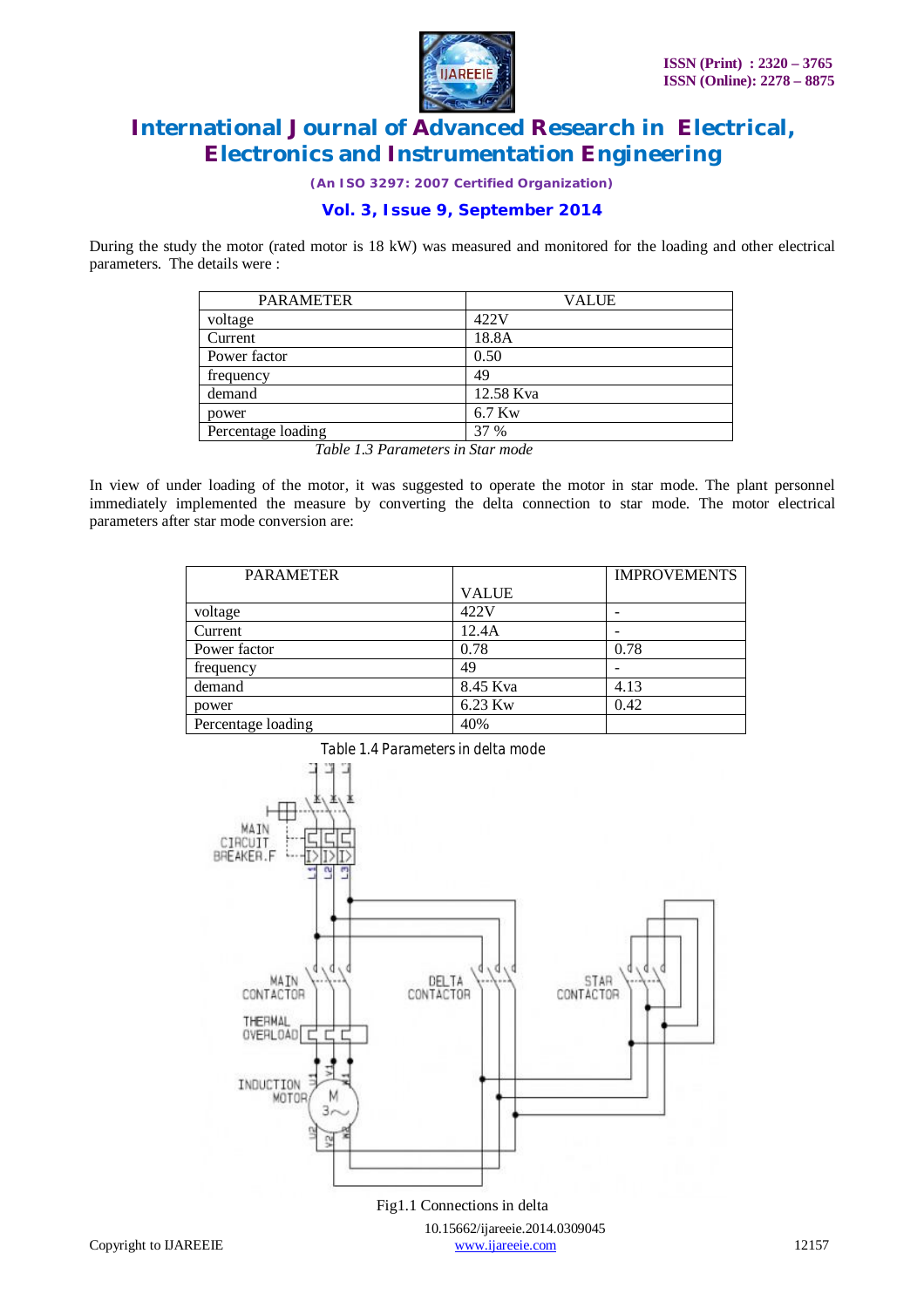During the study the motor (rated motor is 18 kW) was measured and monitored for the loading and other electrical parameters. The details were :

| PARAMETER | VALUE |
|---|---|
| voltage | 422V |
| Current | 18.8A |
| Power factor | 0.50 |
| frequency | 49 |
| demand | 12.58 Kva |
| power | 6.7 Kw |
| Percentage loading | 37 % |

*Table 1.3 Parameters in Star mode*

In view of under loading of the motor, it was suggested to operate the motor in star mode. The plant personnel immediately implemented the measure by converting the delta connection to star mode. The motor electrical parameters after star mode conversion are:

| PARAMETER | VALUE | IMPROVEMENTS |
|---|---|---|
| voltage | 422V | - |
| Current | 12.4A | - |
| Power factor | 0.78 | 0.78 |
| frequency | 49 | - |
| demand | 8.45 Kva | 4.13 |
| power | 6.23 Kw | 0.42 |
| Percentage loading | 40% | |

Table 1.4 Parameters in delta mode

Fig1.1 Connections in delta

10.15662/ijareeie.2014.0309045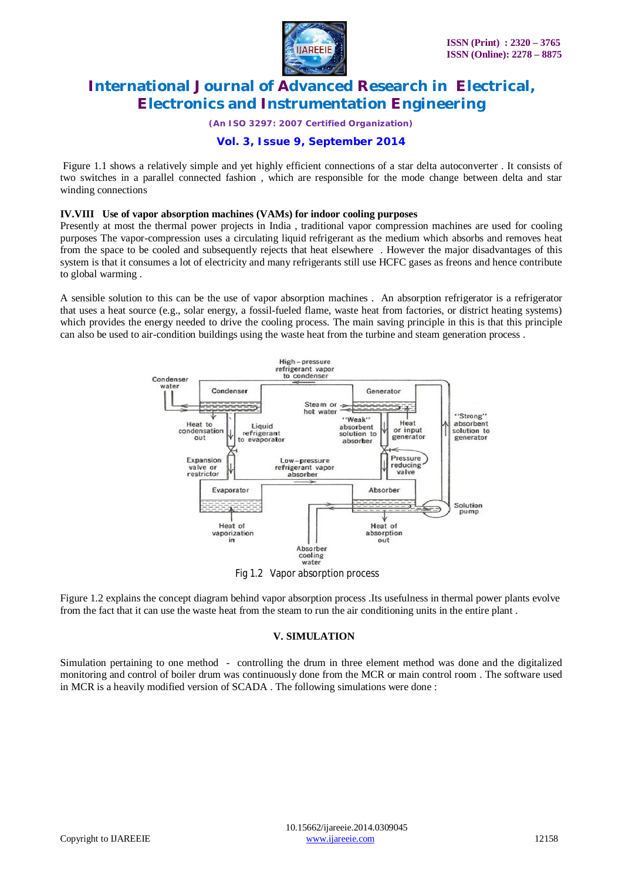Figure 1.1 shows a relatively simple and yet highly efficient connections of a star delta autoconverter . It consists of two switches in a parallel connected fashion , which are responsible for the mode change between delta and star winding connections

### IV.VIII Use of vapor absorption machines (VAMs) for indoor cooling purposes

Presently at most the thermal power projects in India , traditional vapor compression machines are used for cooling purposes The vapor-compression uses a circulating liquid refrigerant as the medium which absorbs and removes heat from the space to be cooled and subsequently rejects that heat elsewhere . However the major disadvantages of this system is that it consumes a lot of electricity and many refrigerants still use HCFC gases as freons and hence contribute to global warming .

A sensible solution to this can be the use of vapor absorption machines . An absorption refrigerator is a refrigerator that uses a heat source (e.g., solar energy, a fossil-fueled flame, waste heat from factories, or district heating systems) which provides the energy needed to drive the cooling process. The main saving principle in this is that this principle can also be used to air-condition buildings using the waste heat from the turbine and steam generation process .

Fig 1.2 Vapor absorption process

Figure 1.2 explains the concept diagram behind vapor absorption process .Its usefulness in thermal power plants evolve from the fact that it can use the waste heat from the steam to run the air conditioning units in the entire plant .

## V. SIMULATION

Simulation pertaining to one method - controlling the drum in three element method was done and the digitalized monitoring and control of boiler drum was continuously done from the MCR or main control room . The software used in MCR is a heavily modified version of SCADA . The following simulations were done :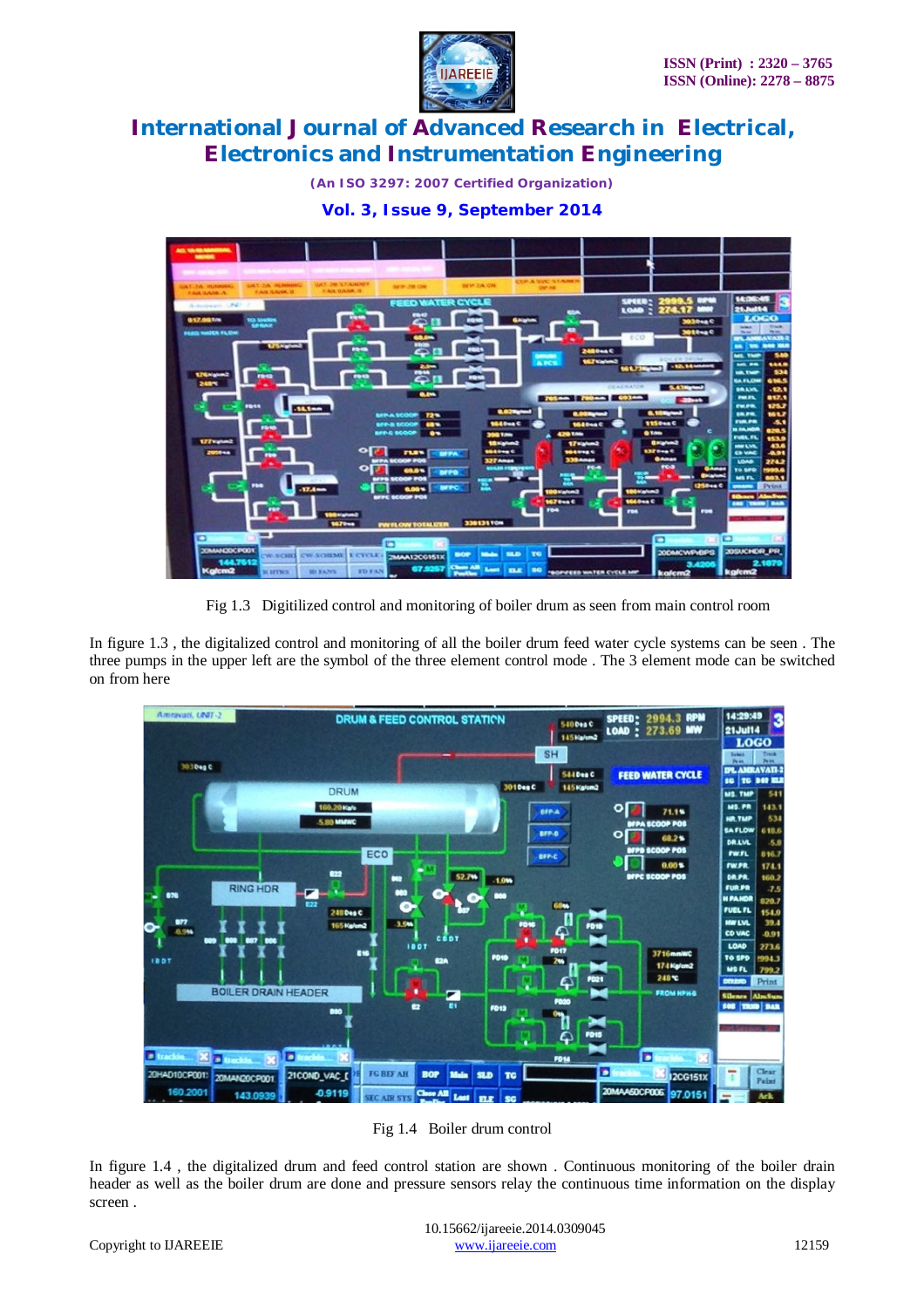Fig 1.3 Digitilized control and monitoring of boiler drum as seen from main control room

In figure 1.3 , the digitalized control and monitoring of all the boiler drum feed water cycle systems can be seen . The three pumps in the upper left are the symbol of the three element control mode . The 3 element mode can be switched on from here

Fig 1.4 Boiler drum control

In figure 1.4 , the digitalized drum and feed control station are shown . Continuous monitoring of the boiler drain header as well as the boiler drum are done and pressure sensors relay the continuous time information on the display screen .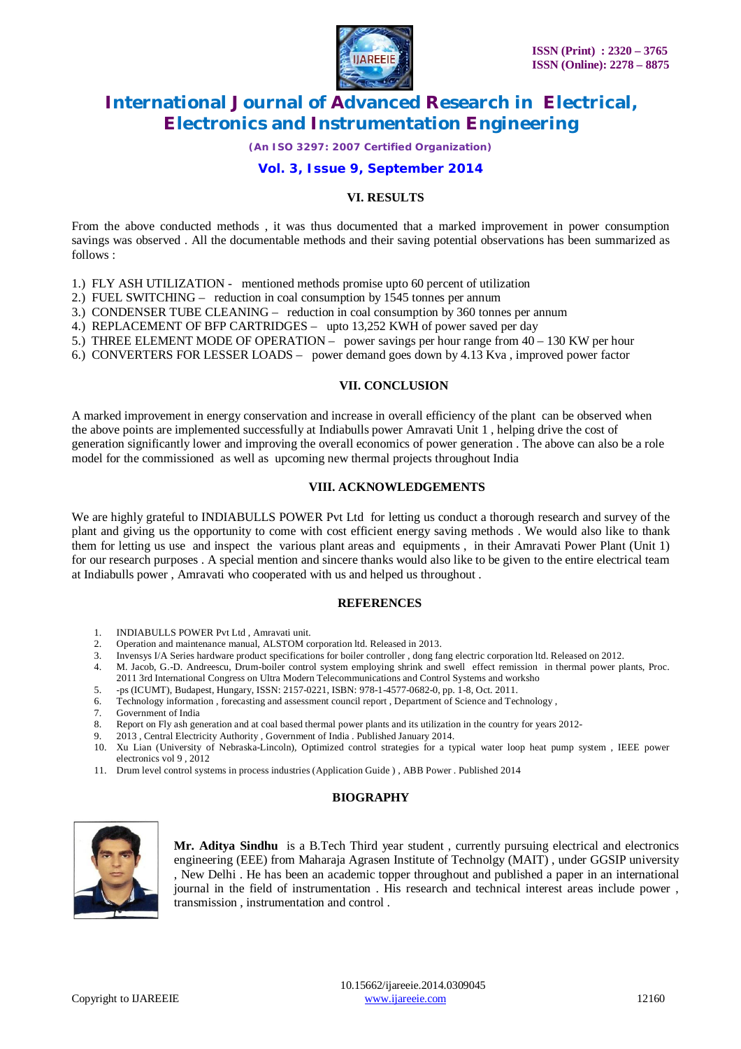## VI. RESULTS

From the above conducted methods , it was thus documented that a marked improvement in power consumption savings was observed . All the documentable methods and their saving potential observations has been summarized as follows :

1.) FLY ASH UTILIZATION - mentioned methods promise upto 60 percent of utilization
2.) FUEL SWITCHING – reduction in coal consumption by 1545 tonnes per annum
3.) CONDENSER TUBE CLEANING – reduction in coal consumption by 360 tonnes per annum
4.) REPLACEMENT OF BFP CARTRIDGES – upto 13,252 KWH of power saved per day
5.) THREE ELEMENT MODE OF OPERATION – power savings per hour range from 40 – 130 KW per hour
6.) CONVERTERS FOR LESSER LOADS – power demand goes down by 4.13 Kva , improved power factor

## VII. CONCLUSION

A marked improvement in energy conservation and increase in overall efficiency of the plant can be observed when the above points are implemented successfully at Indiabulls power Amravati Unit 1 , helping drive the cost of generation significantly lower and improving the overall economics of power generation . The above can also be a role model for the commissioned as well as upcoming new thermal projects throughout India

## VIII. ACKNOWLEDGEMENTS

We are highly grateful to INDIABULLS POWER Pvt Ltd for letting us conduct a thorough research and survey of the plant and giving us the opportunity to come with cost efficient energy saving methods . We would also like to thank them for letting us use and inspect the various plant areas and equipments , in their Amravati Power Plant (Unit 1) for our research purposes . A special mention and sincere thanks would also like to be given to the entire electrical team at Indiabulls power , Amravati who cooperated with us and helped us throughout .

## REFERENCES

1. INDIABULLS POWER Pvt Ltd , Amravati unit.
2. Operation and maintenance manual, ALSTOM corporation ltd. Released in 2013.
3. Invensys I/A Series hardware product specifications for boiler controller , dong fang electric corporation ltd. Released on 2012.
4. M. Jacob, G.-D. Andreescu, Drum-boiler control system employing shrink and swell effect remission in thermal power plants, Proc. 2011 3rd International Congress on Ultra Modern Telecommunications and Control Systems and worksho
5. -ps (ICUMT), Budapest, Hungary, ISSN: 2157-0221, ISBN: 978-1-4577-0682-0, pp. 1-8, Oct. 2011.
6. Technology information , forecasting and assessment council report , Department of Science and Technology ,
7. Government of India
8. Report on Fly ash generation and at coal based thermal power plants and its utilization in the country for years 2012-
9. 2013 , Central Electricity Authority , Government of India . Published January 2014.
10. Xu Lian (University of Nebraska-Lincoln), Optimized control strategies for a typical water loop heat pump system , IEEE power electronics vol 9 , 2012
11. Drum level control systems in process industries (Application Guide ) , ABB Power . Published 2014

## BIOGRAPHY

**Mr. Aditya Sindhu** is a B.Tech Third year student , currently pursuing electrical and electronics engineering (EEE) from Maharaja Agrasen Institute of Technolgy (MAIT) , under GGSIP university , New Delhi . He has been an academic topper throughout and published a paper in an international journal in the field of instrumentation . His research and technical interest areas include power , transmission , instrumentation and control .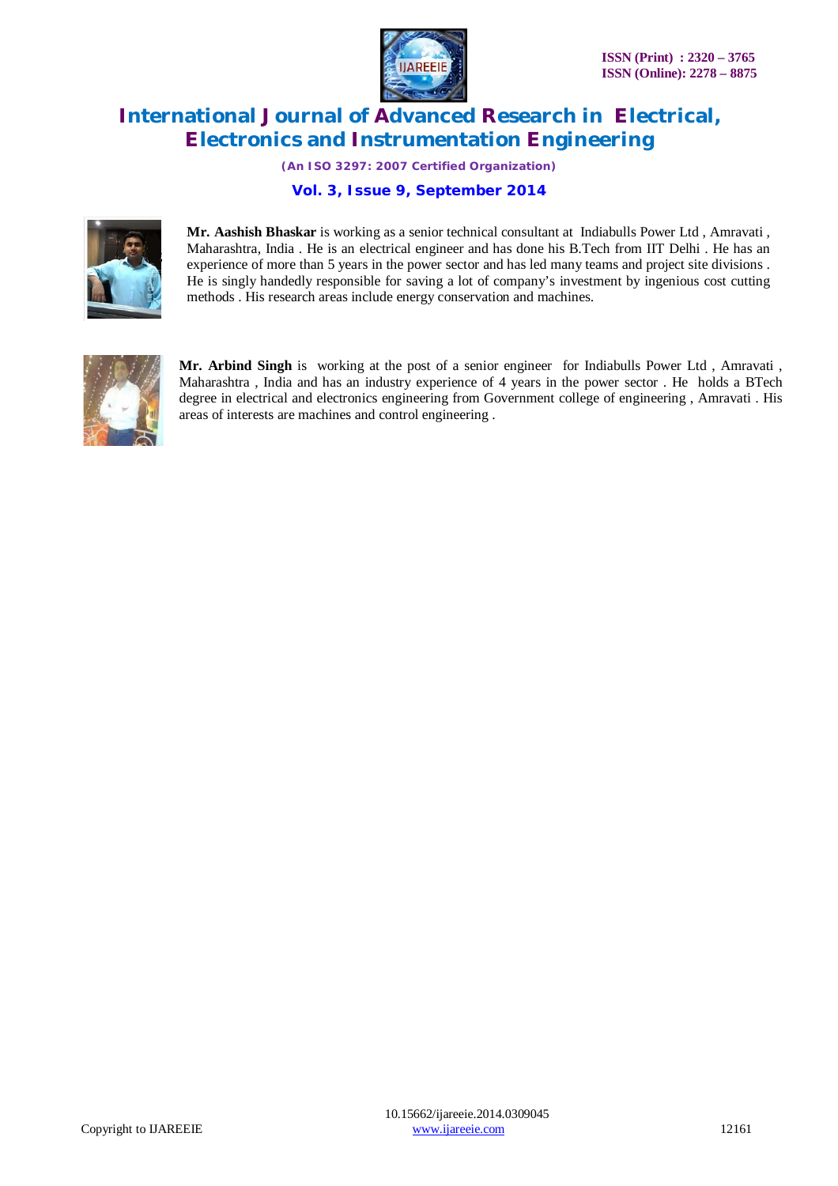**Mr. Aashish Bhaskar** is working as a senior technical consultant at Indiabulls Power Ltd , Amravati , Maharashtra, India . He is an electrical engineer and has done his B.Tech from IIT Delhi . He has an experience of more than 5 years in the power sector and has led many teams and project site divisions . He is singly handedly responsible for saving a lot of company's investment by ingenious cost cutting methods . His research areas include energy conservation and machines.

**Mr. Arbind Singh** is working at the post of a senior engineer for Indiabulls Power Ltd , Amravati , Maharashtra , India and has an industry experience of 4 years in the power sector . He holds a BTech degree in electrical and electronics engineering from Government college of engineering , Amravati . His areas of interests are machines and control engineering .